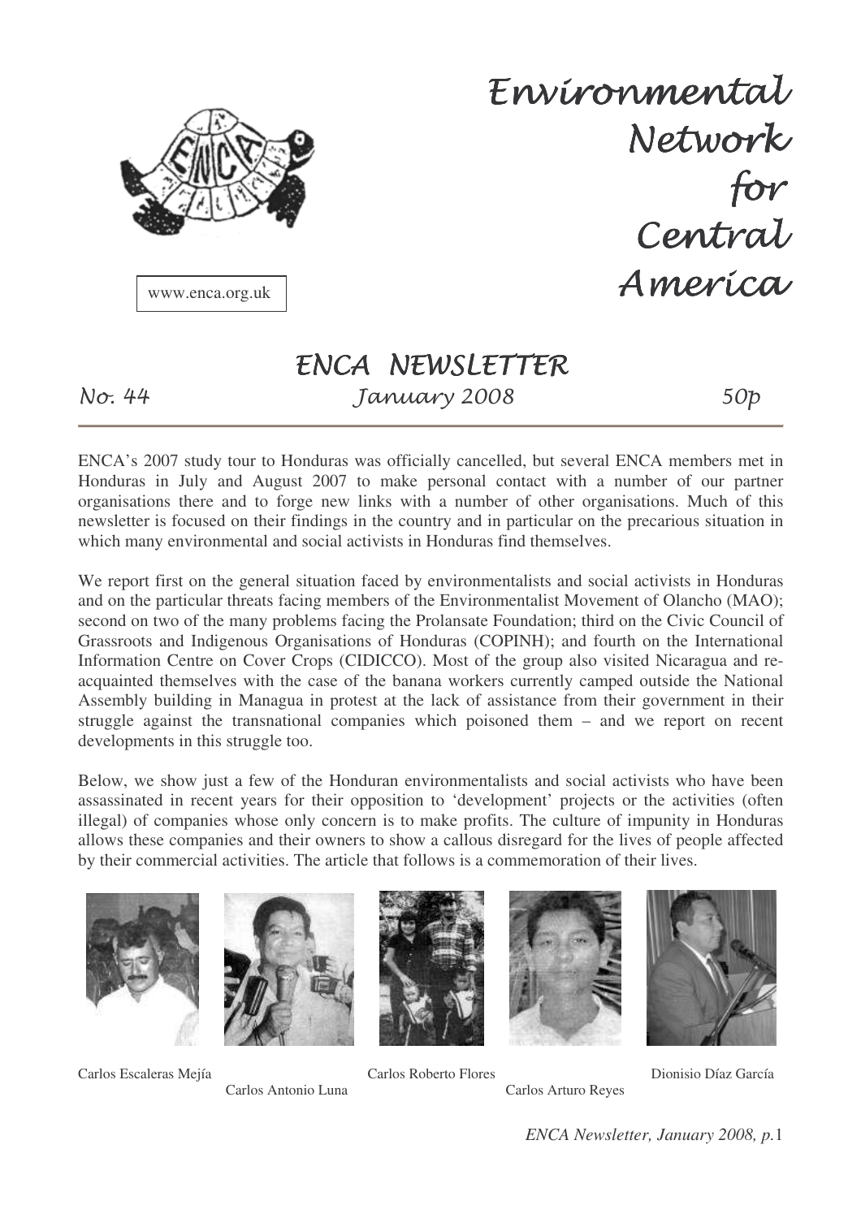www.enca.org.uk

# Environmental Network for Central America

## ENCA NEWSLETTER

No. 44 — January 2008 — 50p

ENCA's 2007 study tour to Honduras was officially cancelled, but several ENCA members met in Honduras in July and August 2007 to make personal contact with a number of our partner organisations there and to forge new links with a number of other organisations. Much of this newsletter is focused on their findings in the country and in particular on the precarious situation in which many environmental and social activists in Honduras find themselves.

We report first on the general situation faced by environmentalists and social activists in Honduras and on the particular threats facing members of the Environmentalist Movement of Olancho (MAO); second on two of the many problems facing the Prolansate Foundation; third on the Civic Council of Grassroots and Indigenous Organisations of Honduras (COPINH); and fourth on the International Information Centre on Cover Crops (CIDICCO). Most of the group also visited Nicaragua and re-acquainted themselves with the case of the banana workers currently camped outside the National Assembly building in Managua in protest at the lack of assistance from their government in their struggle against the transnational companies which poisoned them – and we report on recent developments in this struggle too.

Below, we show just a few of the Honduran environmentalists and social activists who have been assassinated in recent years for their opposition to 'development' projects or the activities (often illegal) of companies whose only concern is to make profits. The culture of impunity in Honduras allows these companies and their owners to show a callous disregard for the lives of people affected by their commercial activities. The article that follows is a commemoration of their lives.

Carlos Escaleras Mejía — Carlos Antonio Luna — Carlos Roberto Flores — Carlos Arturo Reyes — Dionisio Díaz García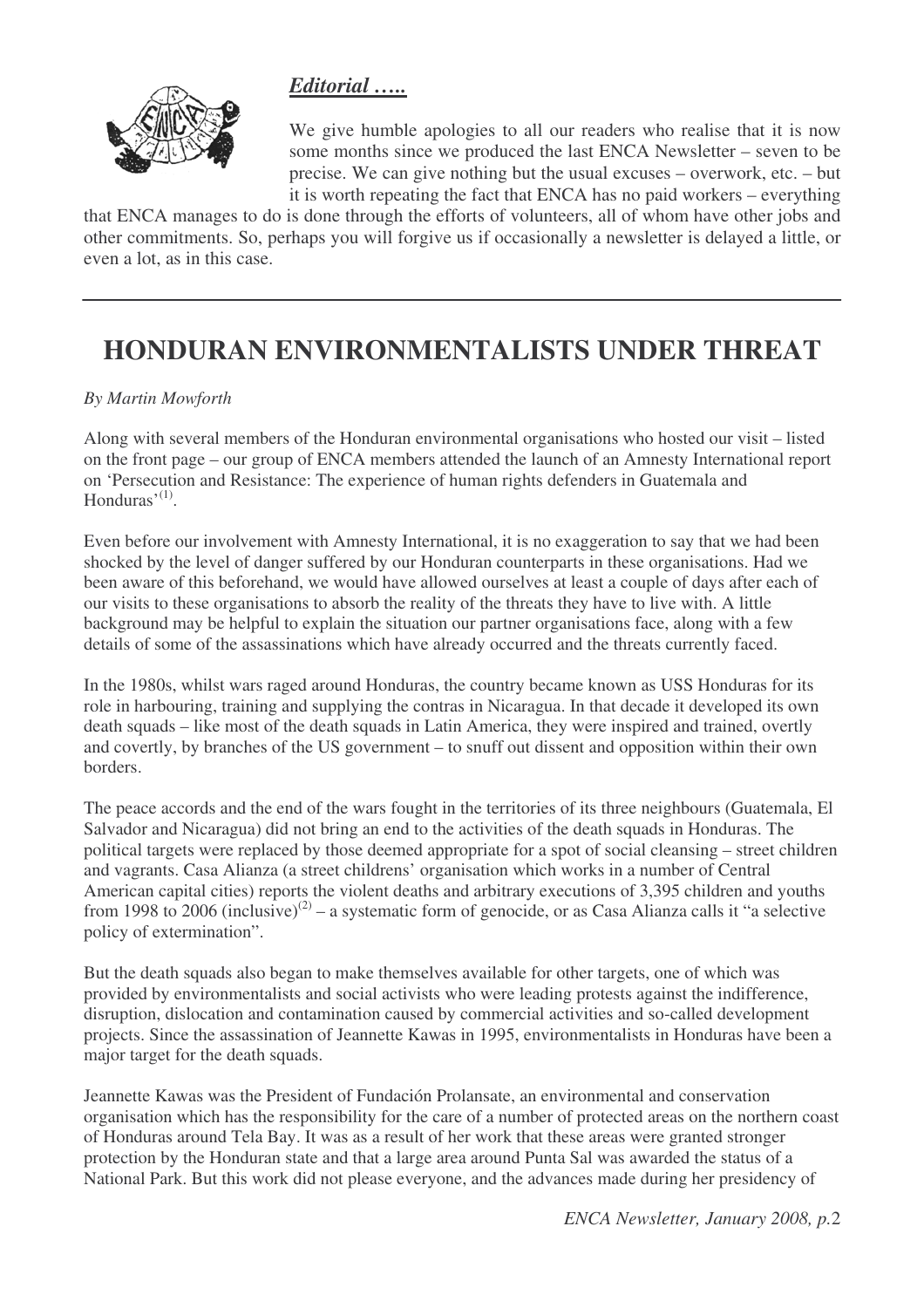## *Editorial …..*

We give humble apologies to all our readers who realise that it is now some months since we produced the last ENCA Newsletter – seven to be precise. We can give nothing but the usual excuses – overwork, etc. – but it is worth repeating the fact that ENCA has no paid workers – everything that ENCA manages to do is done through the efforts of volunteers, all of whom have other jobs and other commitments. So, perhaps you will forgive us if occasionally a newsletter is delayed a little, or even a lot, as in this case.

---

# HONDURAN ENVIRONMENTALISTS UNDER THREAT

*By Martin Mowforth*

Along with several members of the Honduran environmental organisations who hosted our visit – listed on the front page – our group of ENCA members attended the launch of an Amnesty International report on 'Persecution and Resistance: The experience of human rights defenders in Guatemala and Honduras'(1).

Even before our involvement with Amnesty International, it is no exaggeration to say that we had been shocked by the level of danger suffered by our Honduran counterparts in these organisations. Had we been aware of this beforehand, we would have allowed ourselves at least a couple of days after each of our visits to these organisations to absorb the reality of the threats they have to live with. A little background may be helpful to explain the situation our partner organisations face, along with a few details of some of the assassinations which have already occurred and the threats currently faced.

In the 1980s, whilst wars raged around Honduras, the country became known as USS Honduras for its role in harbouring, training and supplying the contras in Nicaragua. In that decade it developed its own death squads – like most of the death squads in Latin America, they were inspired and trained, overtly and covertly, by branches of the US government – to snuff out dissent and opposition within their own borders.

The peace accords and the end of the wars fought in the territories of its three neighbours (Guatemala, El Salvador and Nicaragua) did not bring an end to the activities of the death squads in Honduras. The political targets were replaced by those deemed appropriate for a spot of social cleansing – street children and vagrants. Casa Alianza (a street childrens' organisation which works in a number of Central American capital cities) reports the violent deaths and arbitrary executions of 3,395 children and youths from 1998 to 2006 (inclusive)(2) – a systematic form of genocide, or as Casa Alianza calls it "a selective policy of extermination".

But the death squads also began to make themselves available for other targets, one of which was provided by environmentalists and social activists who were leading protests against the indifference, disruption, dislocation and contamination caused by commercial activities and so-called development projects. Since the assassination of Jeannette Kawas in 1995, environmentalists in Honduras have been a major target for the death squads.

Jeannette Kawas was the President of Fundación Prolansate, an environmental and conservation organisation which has the responsibility for the care of a number of protected areas on the northern coast of Honduras around Tela Bay. It was as a result of her work that these areas were granted stronger protection by the Honduran state and that a large area around Punta Sal was awarded the status of a National Park. But this work did not please everyone, and the advances made during her presidency of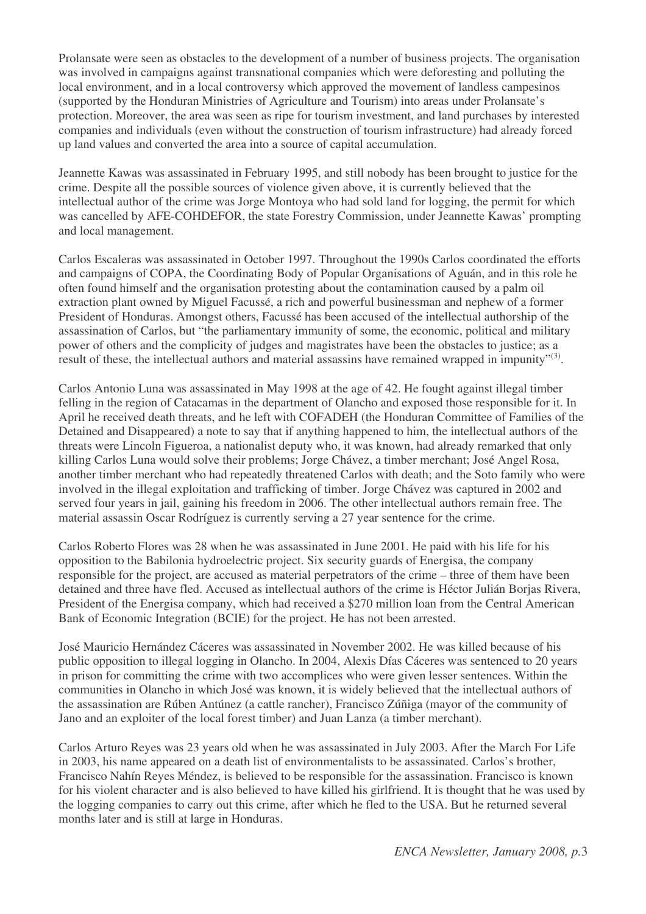Prolansate were seen as obstacles to the development of a number of business projects. The organisation was involved in campaigns against transnational companies which were deforesting and polluting the local environment, and in a local controversy which approved the movement of landless campesinos (supported by the Honduran Ministries of Agriculture and Tourism) into areas under Prolansate's protection. Moreover, the area was seen as ripe for tourism investment, and land purchases by interested companies and individuals (even without the construction of tourism infrastructure) had already forced up land values and converted the area into a source of capital accumulation.

Jeannette Kawas was assassinated in February 1995, and still nobody has been brought to justice for the crime. Despite all the possible sources of violence given above, it is currently believed that the intellectual author of the crime was Jorge Montoya who had sold land for logging, the permit for which was cancelled by AFE-COHDEFOR, the state Forestry Commission, under Jeannette Kawas' prompting and local management.

Carlos Escaleras was assassinated in October 1997. Throughout the 1990s Carlos coordinated the efforts and campaigns of COPA, the Coordinating Body of Popular Organisations of Aguán, and in this role he often found himself and the organisation protesting about the contamination caused by a palm oil extraction plant owned by Miguel Facussé, a rich and powerful businessman and nephew of a former President of Honduras. Amongst others, Facussé has been accused of the intellectual authorship of the assassination of Carlos, but "the parliamentary immunity of some, the economic, political and military power of others and the complicity of judges and magistrates have been the obstacles to justice; as a result of these, the intellectual authors and material assassins have remained wrapped in impunity"[3].

Carlos Antonio Luna was assassinated in May 1998 at the age of 42. He fought against illegal timber felling in the region of Catacamas in the department of Olancho and exposed those responsible for it. In April he received death threats, and he left with COFADEH (the Honduran Committee of Families of the Detained and Disappeared) a note to say that if anything happened to him, the intellectual authors of the threats were Lincoln Figueroa, a nationalist deputy who, it was known, had already remarked that only killing Carlos Luna would solve their problems; Jorge Chávez, a timber merchant; José Angel Rosa, another timber merchant who had repeatedly threatened Carlos with death; and the Soto family who were involved in the illegal exploitation and trafficking of timber. Jorge Chávez was captured in 2002 and served four years in jail, gaining his freedom in 2006. The other intellectual authors remain free. The material assassin Oscar Rodríguez is currently serving a 27 year sentence for the crime.

Carlos Roberto Flores was 28 when he was assassinated in June 2001. He paid with his life for his opposition to the Babilonia hydroelectric project. Six security guards of Energisa, the company responsible for the project, are accused as material perpetrators of the crime – three of them have been detained and three have fled. Accused as intellectual authors of the crime is Héctor Julián Borjas Rivera, President of the Energisa company, which had received a $270 million loan from the Central American Bank of Economic Integration (BCIE) for the project. He has not been arrested.

José Mauricio Hernández Cáceres was assassinated in November 2002. He was killed because of his public opposition to illegal logging in Olancho. In 2004, Alexis Días Cáceres was sentenced to 20 years in prison for committing the crime with two accomplices who were given lesser sentences. Within the communities in Olancho in which José was known, it is widely believed that the intellectual authors of the assassination are Rúben Antúnez (a cattle rancher), Francisco Zúñiga (mayor of the community of Jano and an exploiter of the local forest timber) and Juan Lanza (a timber merchant).

Carlos Arturo Reyes was 23 years old when he was assassinated in July 2003. After the March For Life in 2003, his name appeared on a death list of environmentalists to be assassinated. Carlos's brother, Francisco Nahín Reyes Méndez, is believed to be responsible for the assassination. Francisco is known for his violent character and is also believed to have killed his girlfriend. It is thought that he was used by the logging companies to carry out this crime, after which he fled to the USA. But he returned several months later and is still at large in Honduras.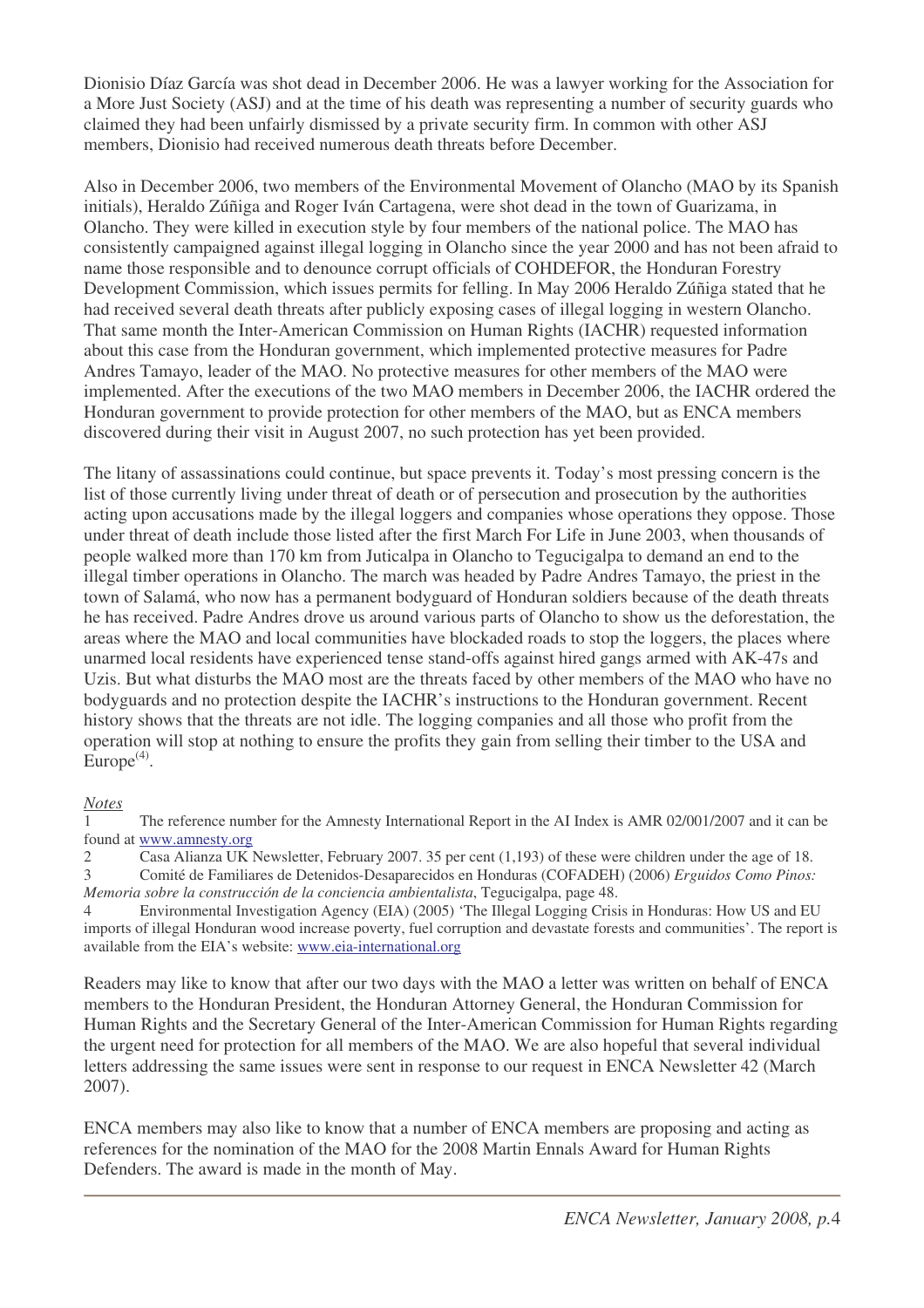Dionisio Díaz García was shot dead in December 2006. He was a lawyer working for the Association for a More Just Society (ASJ) and at the time of his death was representing a number of security guards who claimed they had been unfairly dismissed by a private security firm. In common with other ASJ members, Dionisio had received numerous death threats before December.

Also in December 2006, two members of the Environmental Movement of Olancho (MAO by its Spanish initials), Heraldo Zúñiga and Roger Iván Cartagena, were shot dead in the town of Guarizama, in Olancho. They were killed in execution style by four members of the national police. The MAO has consistently campaigned against illegal logging in Olancho since the year 2000 and has not been afraid to name those responsible and to denounce corrupt officials of COHDEFOR, the Honduran Forestry Development Commission, which issues permits for felling. In May 2006 Heraldo Zúñiga stated that he had received several death threats after publicly exposing cases of illegal logging in western Olancho. That same month the Inter-American Commission on Human Rights (IACHR) requested information about this case from the Honduran government, which implemented protective measures for Padre Andres Tamayo, leader of the MAO. No protective measures for other members of the MAO were implemented. After the executions of the two MAO members in December 2006, the IACHR ordered the Honduran government to provide protection for other members of the MAO, but as ENCA members discovered during their visit in August 2007, no such protection has yet been provided.

The litany of assassinations could continue, but space prevents it. Today's most pressing concern is the list of those currently living under threat of death or of persecution and prosecution by the authorities acting upon accusations made by the illegal loggers and companies whose operations they oppose. Those under threat of death include those listed after the first March For Life in June 2003, when thousands of people walked more than 170 km from Juticalpa in Olancho to Tegucigalpa to demand an end to the illegal timber operations in Olancho. The march was headed by Padre Andres Tamayo, the priest in the town of Salamá, who now has a permanent bodyguard of Honduran soldiers because of the death threats he has received. Padre Andres drove us around various parts of Olancho to show us the deforestation, the areas where the MAO and local communities have blockaded roads to stop the loggers, the places where unarmed local residents have experienced tense stand-offs against hired gangs armed with AK-47s and Uzis. But what disturbs the MAO most are the threats faced by other members of the MAO who have no bodyguards and no protection despite the IACHR's instructions to the Honduran government. Recent history shows that the threats are not idle. The logging companies and all those who profit from the operation will stop at nothing to ensure the profits they gain from selling their timber to the USA and Europe[4].

*Notes*

1 The reference number for the Amnesty International Report in the AI Index is AMR 02/001/2007 and it can be found at www.amnesty.org

2 Casa Alianza UK Newsletter, February 2007. 35 per cent (1,193) of these were children under the age of 18.

3 Comité de Familiares de Detenidos-Desaparecidos en Honduras (COFADEH) (2006) *Erguidos Como Pinos: Memoria sobre la construcción de la conciencia ambientalista*, Tegucigalpa, page 48.

4 Environmental Investigation Agency (EIA) (2005) 'The Illegal Logging Crisis in Honduras: How US and EU imports of illegal Honduran wood increase poverty, fuel corruption and devastate forests and communities'. The report is available from the EIA's website: www.eia-international.org

Readers may like to know that after our two days with the MAO a letter was written on behalf of ENCA members to the Honduran President, the Honduran Attorney General, the Honduran Commission for Human Rights and the Secretary General of the Inter-American Commission for Human Rights regarding the urgent need for protection for all members of the MAO. We are also hopeful that several individual letters addressing the same issues were sent in response to our request in ENCA Newsletter 42 (March 2007).

ENCA members may also like to know that a number of ENCA members are proposing and acting as references for the nomination of the MAO for the 2008 Martin Ennals Award for Human Rights Defenders. The award is made in the month of May.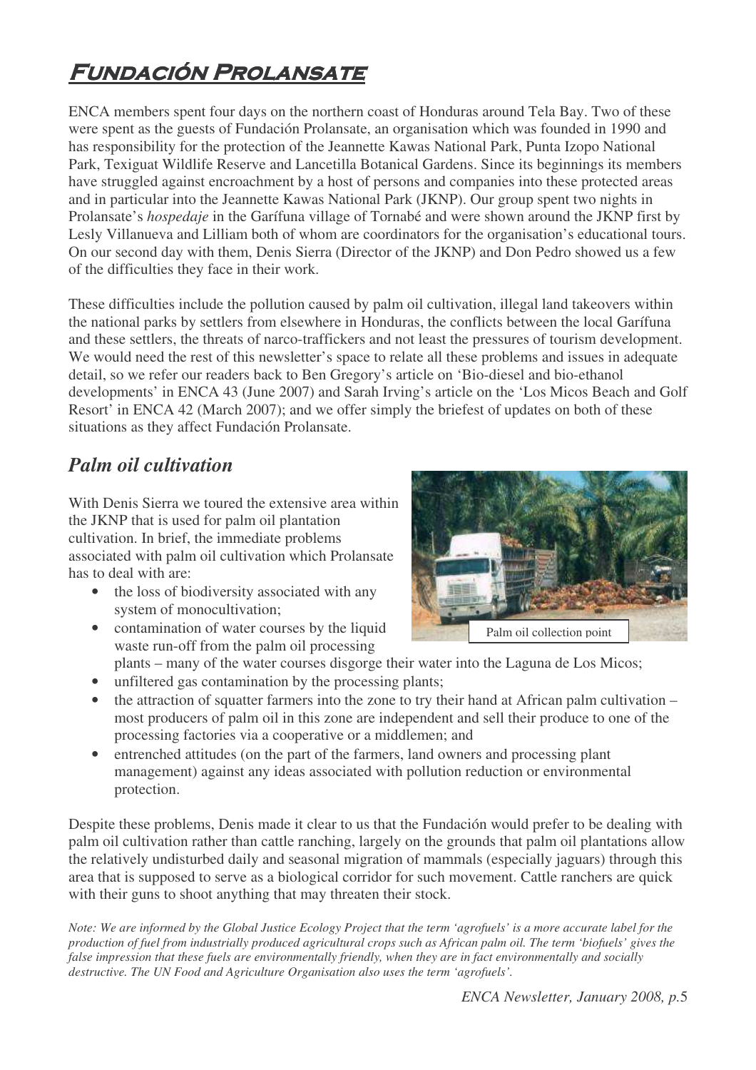# Fundación Prolansate

ENCA members spent four days on the northern coast of Honduras around Tela Bay. Two of these were spent as the guests of Fundación Prolansate, an organisation which was founded in 1990 and has responsibility for the protection of the Jeannette Kawas National Park, Punta Izopo National Park, Texiguat Wildlife Reserve and Lancetilla Botanical Gardens. Since its beginnings its members have struggled against encroachment by a host of persons and companies into these protected areas and in particular into the Jeannette Kawas National Park (JKNP). Our group spent two nights in Prolansate's *hospedaje* in the Garífuna village of Tornabé and were shown around the JKNP first by Lesly Villanueva and Lilliam both of whom are coordinators for the organisation's educational tours. On our second day with them, Denis Sierra (Director of the JKNP) and Don Pedro showed us a few of the difficulties they face in their work.

These difficulties include the pollution caused by palm oil cultivation, illegal land takeovers within the national parks by settlers from elsewhere in Honduras, the conflicts between the local Garífuna and these settlers, the threats of narco-traffickers and not least the pressures of tourism development. We would need the rest of this newsletter's space to relate all these problems and issues in adequate detail, so we refer our readers back to Ben Gregory's article on 'Bio-diesel and bio-ethanol developments' in ENCA 43 (June 2007) and Sarah Irving's article on the 'Los Micos Beach and Golf Resort' in ENCA 42 (March 2007); and we offer simply the briefest of updates on both of these situations as they affect Fundación Prolansate.

## *Palm oil cultivation*

With Denis Sierra we toured the extensive area within the JKNP that is used for palm oil plantation cultivation. In brief, the immediate problems associated with palm oil cultivation which Prolansate has to deal with are:

- the loss of biodiversity associated with any system of monocultivation;
- contamination of water courses by the liquid waste run-off from the palm oil processing plants – many of the water courses disgorge their water into the Laguna de Los Micos;
- unfiltered gas contamination by the processing plants;
- the attraction of squatter farmers into the zone to try their hand at African palm cultivation – most producers of palm oil in this zone are independent and sell their produce to one of the processing factories via a cooperative or a middlemen; and
- entrenched attitudes (on the part of the farmers, land owners and processing plant management) against any ideas associated with pollution reduction or environmental protection.

Palm oil collection point

Despite these problems, Denis made it clear to us that the Fundación would prefer to be dealing with palm oil cultivation rather than cattle ranching, largely on the grounds that palm oil plantations allow the relatively undisturbed daily and seasonal migration of mammals (especially jaguars) through this area that is supposed to serve as a biological corridor for such movement. Cattle ranchers are quick with their guns to shoot anything that may threaten their stock.

*Note: We are informed by the Global Justice Ecology Project that the term 'agrofuels' is a more accurate label for the production of fuel from industrially produced agricultural crops such as African palm oil. The term 'biofuels' gives the false impression that these fuels are environmentally friendly, when they are in fact environmentally and socially destructive. The UN Food and Agriculture Organisation also uses the term 'agrofuels'.*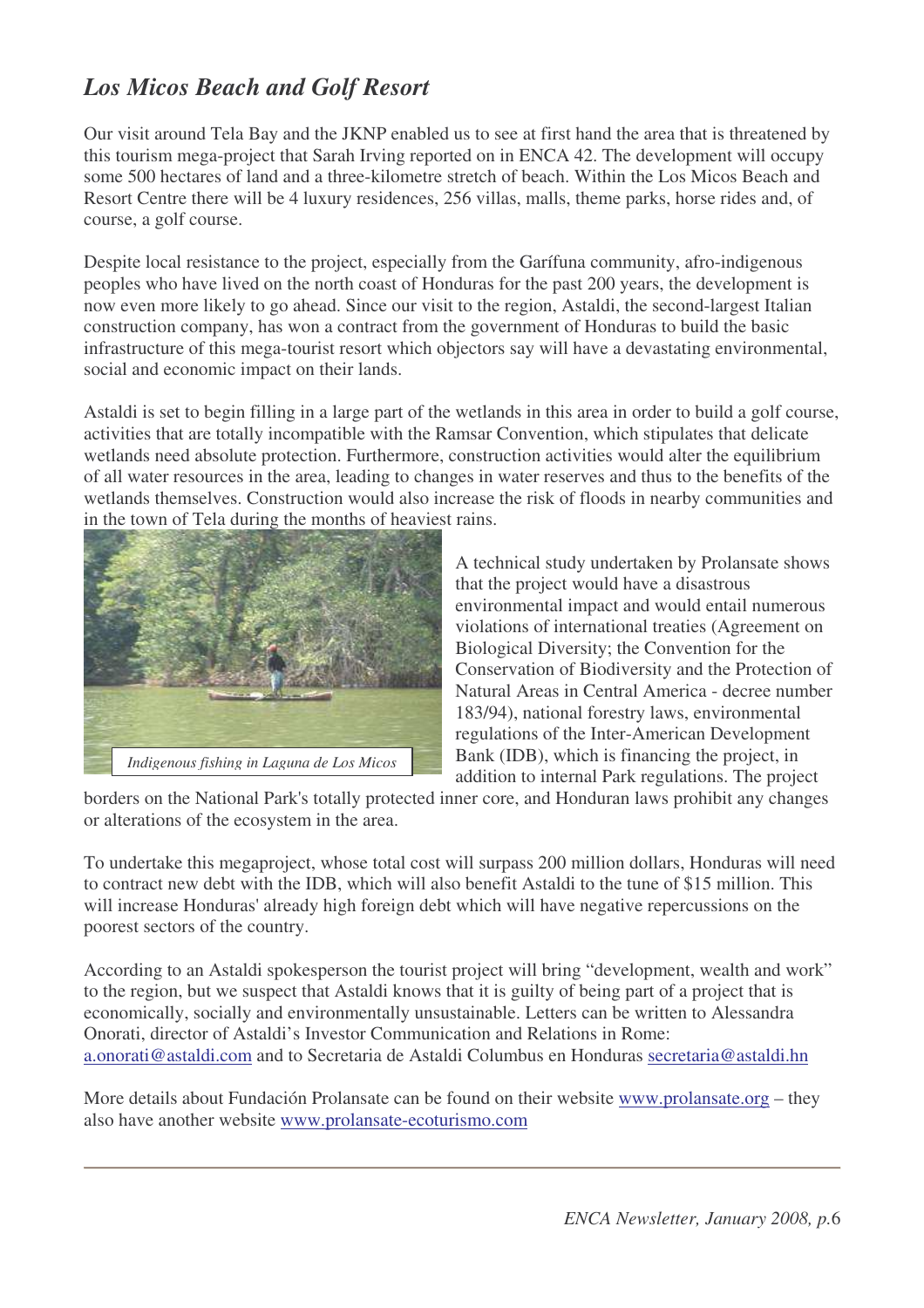## *Los Micos Beach and Golf Resort*

Our visit around Tela Bay and the JKNP enabled us to see at first hand the area that is threatened by this tourism mega-project that Sarah Irving reported on in ENCA 42. The development will occupy some 500 hectares of land and a three-kilometre stretch of beach. Within the Los Micos Beach and Resort Centre there will be 4 luxury residences, 256 villas, malls, theme parks, horse rides and, of course, a golf course.

Despite local resistance to the project, especially from the Garífuna community, afro-indigenous peoples who have lived on the north coast of Honduras for the past 200 years, the development is now even more likely to go ahead. Since our visit to the region, Astaldi, the second-largest Italian construction company, has won a contract from the government of Honduras to build the basic infrastructure of this mega-tourist resort which objectors say will have a devastating environmental, social and economic impact on their lands.

Astaldi is set to begin filling in a large part of the wetlands in this area in order to build a golf course, activities that are totally incompatible with the Ramsar Convention, which stipulates that delicate wetlands need absolute protection. Furthermore, construction activities would alter the equilibrium of all water resources in the area, leading to changes in water reserves and thus to the benefits of the wetlands themselves. Construction would also increase the risk of floods in nearby communities and in the town of Tela during the months of heaviest rains.

*Indigenous fishing in Laguna de Los Micos*

A technical study undertaken by Prolansate shows that the project would have a disastrous environmental impact and would entail numerous violations of international treaties (Agreement on Biological Diversity; the Convention for the Conservation of Biodiversity and the Protection of Natural Areas in Central America - decree number 183/94), national forestry laws, environmental regulations of the Inter-American Development Bank (IDB), which is financing the project, in addition to internal Park regulations. The project borders on the National Park's totally protected inner core, and Honduran laws prohibit any changes or alterations of the ecosystem in the area.

To undertake this megaproject, whose total cost will surpass 200 million dollars, Honduras will need to contract new debt with the IDB, which will also benefit Astaldi to the tune of $15 million. This will increase Honduras' already high foreign debt which will have negative repercussions on the poorest sectors of the country.

According to an Astaldi spokesperson the tourist project will bring "development, wealth and work" to the region, but we suspect that Astaldi knows that it is guilty of being part of a project that is economically, socially and environmentally unsustainable. Letters can be written to Alessandra Onorati, director of Astaldi's Investor Communication and Relations in Rome: a.onorati@astaldi.com and to Secretaria de Astaldi Columbus en Honduras secretaria@astaldi.hn

More details about Fundación Prolansate can be found on their website www.prolansate.org – they also have another website www.prolansate-ecoturismo.com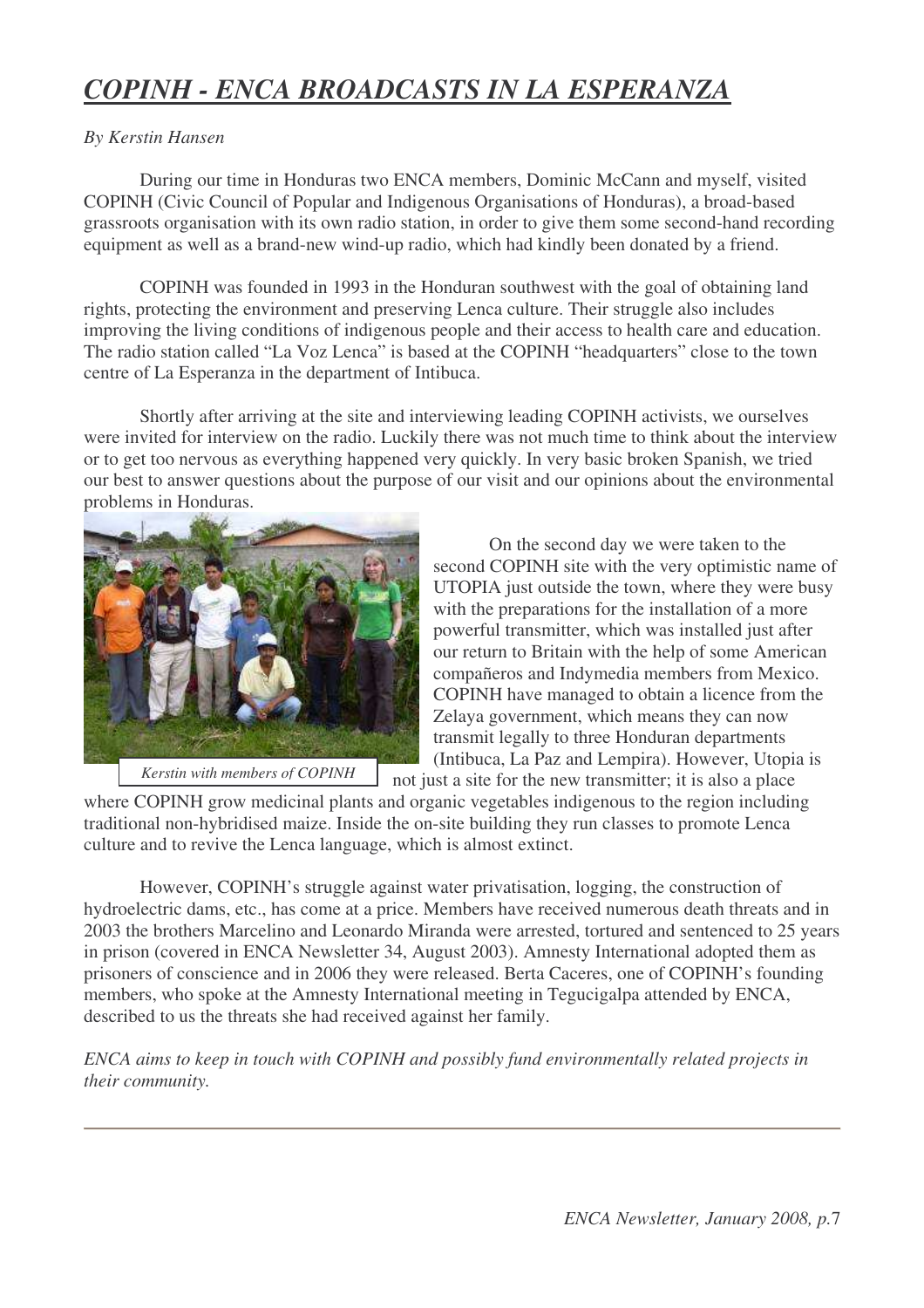# *COPINH - ENCA BROADCASTS IN LA ESPERANZA*

*By Kerstin Hansen*

During our time in Honduras two ENCA members, Dominic McCann and myself, visited COPINH (Civic Council of Popular and Indigenous Organisations of Honduras), a broad-based grassroots organisation with its own radio station, in order to give them some second-hand recording equipment as well as a brand-new wind-up radio, which had kindly been donated by a friend.

COPINH was founded in 1993 in the Honduran southwest with the goal of obtaining land rights, protecting the environment and preserving Lenca culture. Their struggle also includes improving the living conditions of indigenous people and their access to health care and education. The radio station called "La Voz Lenca" is based at the COPINH "headquarters" close to the town centre of La Esperanza in the department of Intibuca.

Shortly after arriving at the site and interviewing leading COPINH activists, we ourselves were invited for interview on the radio. Luckily there was not much time to think about the interview or to get too nervous as everything happened very quickly. In very basic broken Spanish, we tried our best to answer questions about the purpose of our visit and our opinions about the environmental problems in Honduras.

*Kerstin with members of COPINH*

On the second day we were taken to the second COPINH site with the very optimistic name of UTOPIA just outside the town, where they were busy with the preparations for the installation of a more powerful transmitter, which was installed just after our return to Britain with the help of some American compañeros and Indymedia members from Mexico. COPINH have managed to obtain a licence from the Zelaya government, which means they can now transmit legally to three Honduran departments (Intibuca, La Paz and Lempira). However, Utopia is not just a site for the new transmitter; it is also a place where COPINH grow medicinal plants and organic vegetables indigenous to the region including traditional non-hybridised maize. Inside the on-site building they run classes to promote Lenca culture and to revive the Lenca language, which is almost extinct.

However, COPINH's struggle against water privatisation, logging, the construction of hydroelectric dams, etc., has come at a price. Members have received numerous death threats and in 2003 the brothers Marcelino and Leonardo Miranda were arrested, tortured and sentenced to 25 years in prison (covered in ENCA Newsletter 34, August 2003). Amnesty International adopted them as prisoners of conscience and in 2006 they were released. Berta Caceres, one of COPINH's founding members, who spoke at the Amnesty International meeting in Tegucigalpa attended by ENCA, described to us the threats she had received against her family.

*ENCA aims to keep in touch with COPINH and possibly fund environmentally related projects in their community.*

---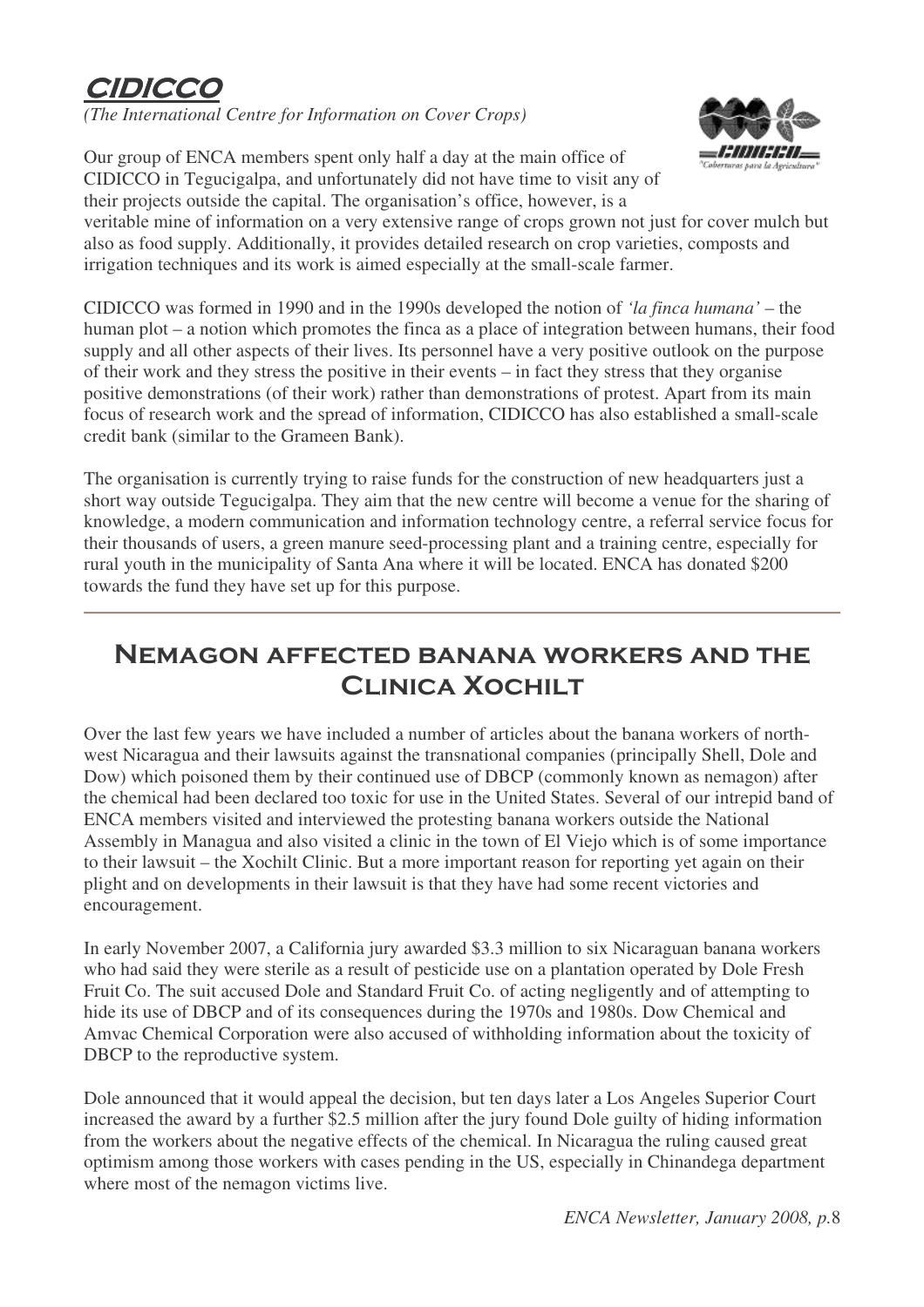# CIDICCO

*(The International Centre for Information on Cover Crops)*

Our group of ENCA members spent only half a day at the main office of CIDICCO in Tegucigalpa, and unfortunately did not have time to visit any of their projects outside the capital. The organisation's office, however, is a veritable mine of information on a very extensive range of crops grown not just for cover mulch but also as food supply. Additionally, it provides detailed research on crop varieties, composts and irrigation techniques and its work is aimed especially at the small-scale farmer.

CIDICCO was formed in 1990 and in the 1990s developed the notion of *'la finca humana'* – the human plot – a notion which promotes the finca as a place of integration between humans, their food supply and all other aspects of their lives. Its personnel have a very positive outlook on the purpose of their work and they stress the positive in their events – in fact they stress that they organise positive demonstrations (of their work) rather than demonstrations of protest. Apart from its main focus of research work and the spread of information, CIDICCO has also established a small-scale credit bank (similar to the Grameen Bank).

The organisation is currently trying to raise funds for the construction of new headquarters just a short way outside Tegucigalpa. They aim that the new centre will become a venue for the sharing of knowledge, a modern communication and information technology centre, a referral service focus for their thousands of users, a green manure seed-processing plant and a training centre, especially for rural youth in the municipality of Santa Ana where it will be located. ENCA has donated $200 towards the fund they have set up for this purpose.

# Nemagon affected banana workers and the Clinica Xochilt

Over the last few years we have included a number of articles about the banana workers of north-west Nicaragua and their lawsuits against the transnational companies (principally Shell, Dole and Dow) which poisoned them by their continued use of DBCP (commonly known as nemagon) after the chemical had been declared too toxic for use in the United States. Several of our intrepid band of ENCA members visited and interviewed the protesting banana workers outside the National Assembly in Managua and also visited a clinic in the town of El Viejo which is of some importance to their lawsuit – the Xochilt Clinic. But a more important reason for reporting yet again on their plight and on developments in their lawsuit is that they have had some recent victories and encouragement.

In early November 2007, a California jury awarded $3.3 million to six Nicaraguan banana workers who had said they were sterile as a result of pesticide use on a plantation operated by Dole Fresh Fruit Co. The suit accused Dole and Standard Fruit Co. of acting negligently and of attempting to hide its use of DBCP and of its consequences during the 1970s and 1980s. Dow Chemical and Amvac Chemical Corporation were also accused of withholding information about the toxicity of DBCP to the reproductive system.

Dole announced that it would appeal the decision, but ten days later a Los Angeles Superior Court increased the award by a further $2.5 million after the jury found Dole guilty of hiding information from the workers about the negative effects of the chemical. In Nicaragua the ruling caused great optimism among those workers with cases pending in the US, especially in Chinandega department where most of the nemagon victims live.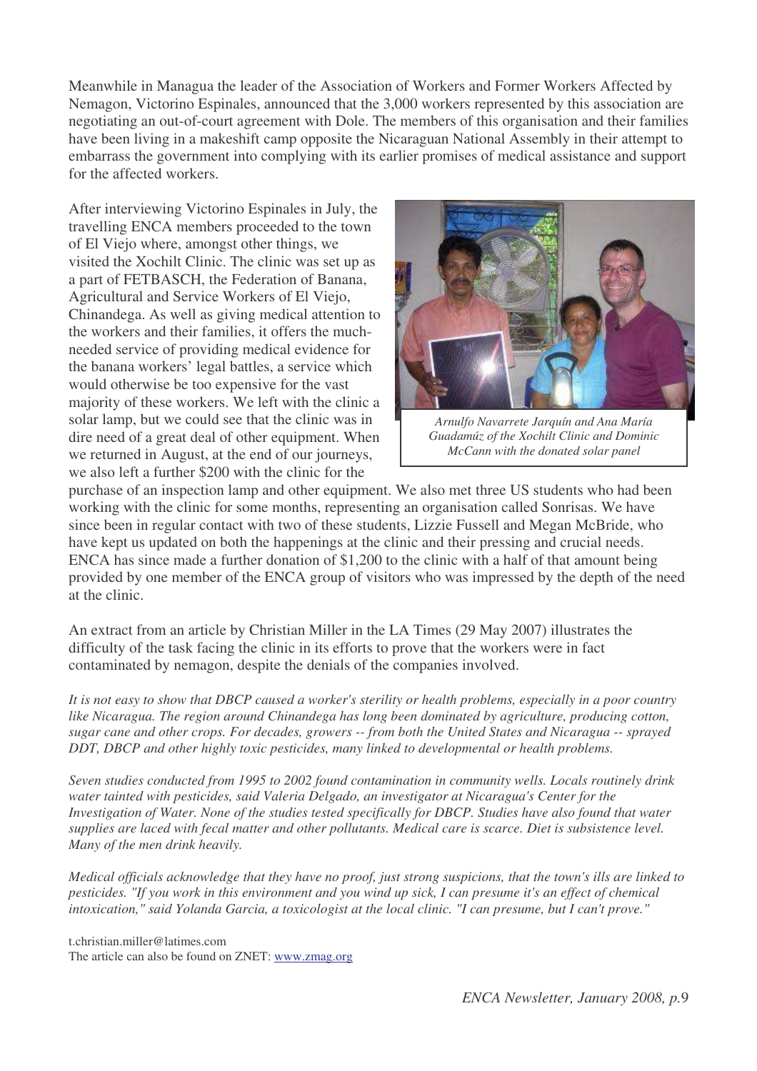Meanwhile in Managua the leader of the Association of Workers and Former Workers Affected by Nemagon, Victorino Espinales, announced that the 3,000 workers represented by this association are negotiating an out-of-court agreement with Dole. The members of this organisation and their families have been living in a makeshift camp opposite the Nicaraguan National Assembly in their attempt to embarrass the government into complying with its earlier promises of medical assistance and support for the affected workers.

After interviewing Victorino Espinales in July, the travelling ENCA members proceeded to the town of El Viejo where, amongst other things, we visited the Xochilt Clinic. The clinic was set up as a part of FETBASCH, the Federation of Banana, Agricultural and Service Workers of El Viejo, Chinandega. As well as giving medical attention to the workers and their families, it offers the much-needed service of providing medical evidence for the banana workers' legal battles, a service which would otherwise be too expensive for the vast majority of these workers. We left with the clinic a solar lamp, but we could see that the clinic was in dire need of a great deal of other equipment. When we returned in August, at the end of our journeys, we also left a further $200 with the clinic for the purchase of an inspection lamp and other equipment. We also met three US students who had been working with the clinic for some months, representing an organisation called Sonrisas. We have since been in regular contact with two of these students, Lizzie Fussell and Megan McBride, who have kept us updated on both the happenings at the clinic and their pressing and crucial needs. ENCA has since made a further donation of $1,200 to the clinic with a half of that amount being provided by one member of the ENCA group of visitors who was impressed by the depth of the need at the clinic.

*Arnulfo Navarrete Jarquín and Ana María Guadamúz of the Xochilt Clinic and Dominic McCann with the donated solar panel*

An extract from an article by Christian Miller in the LA Times (29 May 2007) illustrates the difficulty of the task facing the clinic in its efforts to prove that the workers were in fact contaminated by nemagon, despite the denials of the companies involved.

*It is not easy to show that DBCP caused a worker's sterility or health problems, especially in a poor country like Nicaragua. The region around Chinandega has long been dominated by agriculture, producing cotton, sugar cane and other crops. For decades, growers -- from both the United States and Nicaragua -- sprayed DDT, DBCP and other highly toxic pesticides, many linked to developmental or health problems.*

*Seven studies conducted from 1995 to 2002 found contamination in community wells. Locals routinely drink water tainted with pesticides, said Valeria Delgado, an investigator at Nicaragua's Center for the Investigation of Water. None of the studies tested specifically for DBCP. Studies have also found that water supplies are laced with fecal matter and other pollutants. Medical care is scarce. Diet is subsistence level. Many of the men drink heavily.*

*Medical officials acknowledge that they have no proof, just strong suspicions, that the town's ills are linked to pesticides. "If you work in this environment and you wind up sick, I can presume it's an effect of chemical intoxication," said Yolanda Garcia, a toxicologist at the local clinic. "I can presume, but I can't prove."*

t.christian.miller@latimes.com
The article can also be found on ZNET: www.zmag.org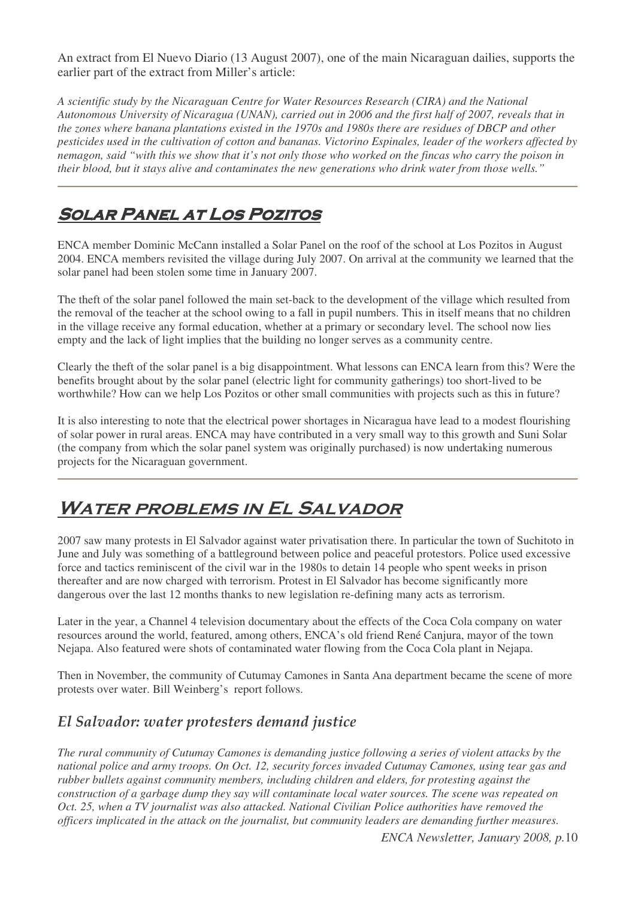An extract from El Nuevo Diario (13 August 2007), one of the main Nicaraguan dailies, supports the earlier part of the extract from Miller's article:

*A scientific study by the Nicaraguan Centre for Water Resources Research (CIRA) and the National Autonomous University of Nicaragua (UNAN), carried out in 2006 and the first half of 2007, reveals that in the zones where banana plantations existed in the 1970s and 1980s there are residues of DBCP and other pesticides used in the cultivation of cotton and bananas. Victorino Espinales, leader of the workers affected by nemagon, said "with this we show that it's not only those who worked on the fincas who carry the poison in their blood, but it stays alive and contaminates the new generations who drink water from those wells."*

---

## Solar Panel at Los Pozitos

ENCA member Dominic McCann installed a Solar Panel on the roof of the school at Los Pozitos in August 2004. ENCA members revisited the village during July 2007. On arrival at the community we learned that the solar panel had been stolen some time in January 2007.

The theft of the solar panel followed the main set-back to the development of the village which resulted from the removal of the teacher at the school owing to a fall in pupil numbers. This in itself means that no children in the village receive any formal education, whether at a primary or secondary level. The school now lies empty and the lack of light implies that the building no longer serves as a community centre.

Clearly the theft of the solar panel is a big disappointment. What lessons can ENCA learn from this? Were the benefits brought about by the solar panel (electric light for community gatherings) too short-lived to be worthwhile? How can we help Los Pozitos or other small communities with projects such as this in future?

It is also interesting to note that the electrical power shortages in Nicaragua have lead to a modest flourishing of solar power in rural areas. ENCA may have contributed in a very small way to this growth and Suni Solar (the company from which the solar panel system was originally purchased) is now undertaking numerous projects for the Nicaraguan government.

---

## Water problems in El Salvador

2007 saw many protests in El Salvador against water privatisation there. In particular the town of Suchitoto in June and July was something of a battleground between police and peaceful protestors. Police used excessive force and tactics reminiscent of the civil war in the 1980s to detain 14 people who spent weeks in prison thereafter and are now charged with terrorism. Protest in El Salvador has become significantly more dangerous over the last 12 months thanks to new legislation re-defining many acts as terrorism.

Later in the year, a Channel 4 television documentary about the effects of the Coca Cola company on water resources around the world, featured, among others, ENCA's old friend René Canjura, mayor of the town Nejapa. Also featured were shots of contaminated water flowing from the Coca Cola plant in Nejapa.

Then in November, the community of Cutumay Camones in Santa Ana department became the scene of more protests over water. Bill Weinberg's report follows.

### *El Salvador: water protesters demand justice*

*The rural community of Cutumay Camones is demanding justice following a series of violent attacks by the national police and army troops. On Oct. 12, security forces invaded Cutumay Camones, using tear gas and rubber bullets against community members, including children and elders, for protesting against the construction of a garbage dump they say will contaminate local water sources. The scene was repeated on Oct. 25, when a TV journalist was also attacked. National Civilian Police authorities have removed the officers implicated in the attack on the journalist, but community leaders are demanding further measures.*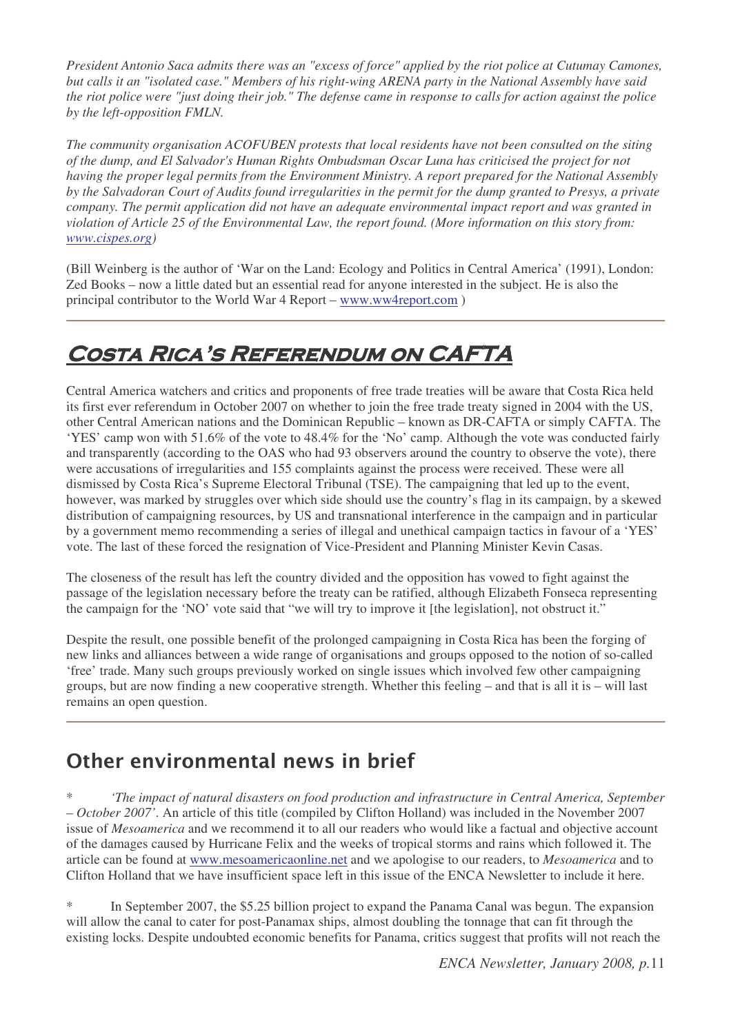*President Antonio Saca admits there was an "excess of force" applied by the riot police at Cutumay Camones, but calls it an "isolated case." Members of his right-wing ARENA party in the National Assembly have said the riot police were "just doing their job." The defense came in response to calls for action against the police by the left-opposition FMLN.*

*The community organisation ACOFUBEN protests that local residents have not been consulted on the siting of the dump, and El Salvador's Human Rights Ombudsman Oscar Luna has criticised the project for not having the proper legal permits from the Environment Ministry. A report prepared for the National Assembly by the Salvadoran Court of Audits found irregularities in the permit for the dump granted to Presys, a private company. The permit application did not have an adequate environmental impact report and was granted in violation of Article 25 of the Environmental Law, the report found. (More information on this story from: www.cispes.org)*

(Bill Weinberg is the author of 'War on the Land: Ecology and Politics in Central America' (1991), London: Zed Books – now a little dated but an essential read for anyone interested in the subject. He is also the principal contributor to the World War 4 Report – www.ww4report.com )

## Costa Rica's Referendum on CAFTA

Central America watchers and critics and proponents of free trade treaties will be aware that Costa Rica held its first ever referendum in October 2007 on whether to join the free trade treaty signed in 2004 with the US, other Central American nations and the Dominican Republic – known as DR-CAFTA or simply CAFTA. The 'YES' camp won with 51.6% of the vote to 48.4% for the 'No' camp. Although the vote was conducted fairly and transparently (according to the OAS who had 93 observers around the country to observe the vote), there were accusations of irregularities and 155 complaints against the process were received. These were all dismissed by Costa Rica's Supreme Electoral Tribunal (TSE). The campaigning that led up to the event, however, was marked by struggles over which side should use the country's flag in its campaign, by a skewed distribution of campaigning resources, by US and transnational interference in the campaign and in particular by a government memo recommending a series of illegal and unethical campaign tactics in favour of a 'YES' vote. The last of these forced the resignation of Vice-President and Planning Minister Kevin Casas.

The closeness of the result has left the country divided and the opposition has vowed to fight against the passage of the legislation necessary before the treaty can be ratified, although Elizabeth Fonseca representing the campaign for the 'NO' vote said that "we will try to improve it [the legislation], not obstruct it."

Despite the result, one possible benefit of the prolonged campaigning in Costa Rica has been the forging of new links and alliances between a wide range of organisations and groups opposed to the notion of so-called 'free' trade. Many such groups previously worked on single issues which involved few other campaigning groups, but are now finding a new cooperative strength. Whether this feeling – and that is all it is – will last remains an open question.

## Other environmental news in brief

\* *'The impact of natural disasters on food production and infrastructure in Central America, September – October 2007'*. An article of this title (compiled by Clifton Holland) was included in the November 2007 issue of *Mesoamerica* and we recommend it to all our readers who would like a factual and objective account of the damages caused by Hurricane Felix and the weeks of tropical storms and rains which followed it. The article can be found at www.mesoamericaonline.net and we apologise to our readers, to *Mesoamerica* and to Clifton Holland that we have insufficient space left in this issue of the ENCA Newsletter to include it here.

\* In September 2007, the \$5.25 billion project to expand the Panama Canal was begun. The expansion will allow the canal to cater for post-Panamax ships, almost doubling the tonnage that can fit through the existing locks. Despite undoubted economic benefits for Panama, critics suggest that profits will not reach the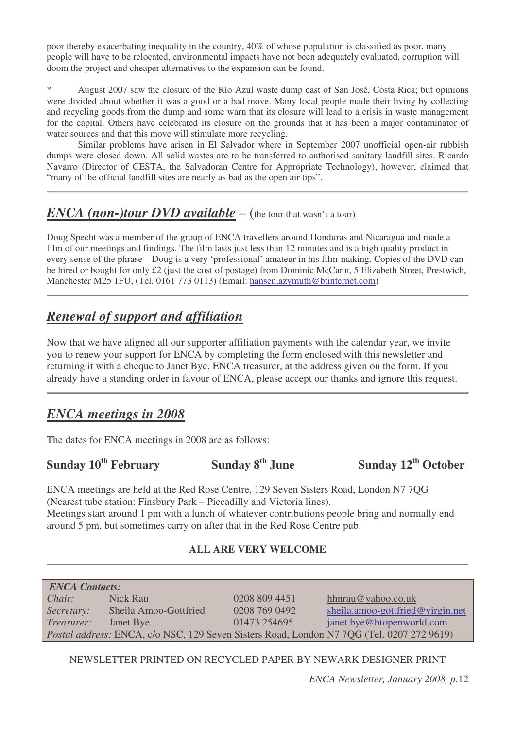poor thereby exacerbating inequality in the country, 40% of whose population is classified as poor, many people will have to be relocated, environmental impacts have not been adequately evaluated, corruption will doom the project and cheaper alternatives to the expansion can be found.

* August 2007 saw the closure of the Río Azul waste dump east of San José, Costa Rica; but opinions were divided about whether it was a good or a bad move. Many local people made their living by collecting and recycling goods from the dump and some warn that its closure will lead to a crisis in waste management for the capital. Others have celebrated its closure on the grounds that it has been a major contaminator of water sources and that this move will stimulate more recycling.

Similar problems have arisen in El Salvador where in September 2007 unofficial open-air rubbish dumps were closed down. All solid wastes are to be transferred to authorised sanitary landfill sites. Ricardo Navarro (Director of CESTA, the Salvadoran Centre for Appropriate Technology), however, claimed that "many of the official landfill sites are nearly as bad as the open air tips".

---

## *ENCA (non-)tour DVD available* – (the tour that wasn't a tour)

Doug Specht was a member of the group of ENCA travellers around Honduras and Nicaragua and made a film of our meetings and findings. The film lasts just less than 12 minutes and is a high quality product in every sense of the phrase – Doug is a very 'professional' amateur in his film-making. Copies of the DVD can be hired or bought for only £2 (just the cost of postage) from Dominic McCann, 5 Elizabeth Street, Prestwich, Manchester M25 1FU, (Tel. 0161 773 0113) (Email: hansen.azymuth@btinternet.com)

---

## *Renewal of support and affiliation*

Now that we have aligned all our supporter affiliation payments with the calendar year, we invite you to renew your support for ENCA by completing the form enclosed with this newsletter and returning it with a cheque to Janet Bye, ENCA treasurer, at the address given on the form. If you already have a standing order in favour of ENCA, please accept our thanks and ignore this request.

---

## *ENCA meetings in 2008*

The dates for ENCA meetings in 2008 are as follows:

**Sunday 10th February** **Sunday 8th June** **Sunday 12th October**

ENCA meetings are held at the Red Rose Centre, 129 Seven Sisters Road, London N7 7QG (Nearest tube station: Finsbury Park – Piccadilly and Victoria lines).
Meetings start around 1 pm with a lunch of whatever contributions people bring and normally end around 5 pm, but sometimes carry on after that in the Red Rose Centre pub.

**ALL ARE VERY WELCOME**

---

***ENCA Contacts:***

| | | | |
|---|---|---|---|
| *Chair:* | Nick Rau | 0208 809 4451 | hhnrau@yahoo.co.uk |
| *Secretary:* | Sheila Amoo-Gottfried | 0208 769 0492 | sheila.amoo-gottfried@virgin.net |
| *Treasurer:* | Janet Bye | 01473 254695 | janet.bye@btopenworld.com |

*Postal address:* ENCA, c/o NSC, 129 Seven Sisters Road, London N7 7QG (Tel. 0207 272 9619)

NEWSLETTER PRINTED ON RECYCLED PAPER BY NEWARK DESIGNER PRINT